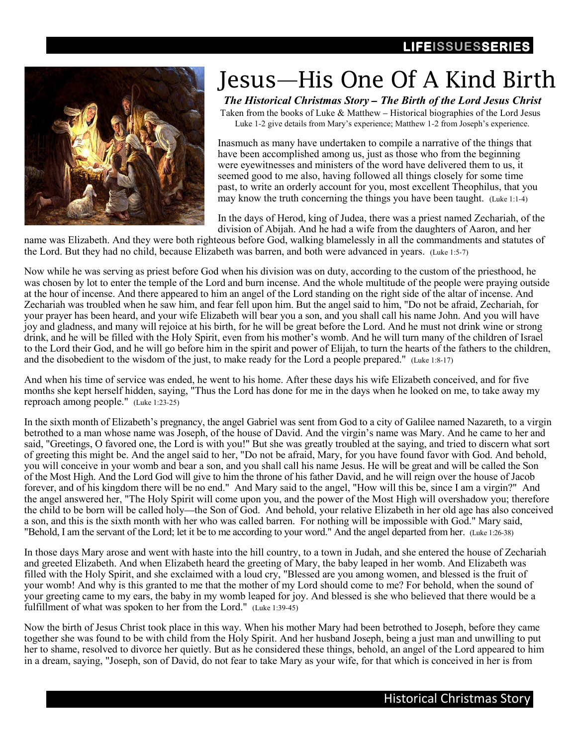# Jesus—His One Of A Kind Birth

***The Historical Christmas Story – The Birth of the Lord Jesus Christ***

Taken from the books of Luke & Matthew – Historical biographies of the Lord Jesus
Luke 1-2 give details from Mary's experience; Matthew 1-2 from Joseph's experience.

Inasmuch as many have undertaken to compile a narrative of the things that have been accomplished among us, just as those who from the beginning were eyewitnesses and ministers of the word have delivered them to us, it seemed good to me also, having followed all things closely for some time past, to write an orderly account for you, most excellent Theophilus, that you may know the truth concerning the things you have been taught. (Luke 1:1-4)

In the days of Herod, king of Judea, there was a priest named Zechariah, of the division of Abijah. And he had a wife from the daughters of Aaron, and her name was Elizabeth. And they were both righteous before God, walking blamelessly in all the commandments and statutes of the Lord. But they had no child, because Elizabeth was barren, and both were advanced in years. (Luke 1:5-7)

Now while he was serving as priest before God when his division was on duty, according to the custom of the priesthood, he was chosen by lot to enter the temple of the Lord and burn incense. And the whole multitude of the people were praying outside at the hour of incense. And there appeared to him an angel of the Lord standing on the right side of the altar of incense. And Zechariah was troubled when he saw him, and fear fell upon him. But the angel said to him, "Do not be afraid, Zechariah, for your prayer has been heard, and your wife Elizabeth will bear you a son, and you shall call his name John. And you will have joy and gladness, and many will rejoice at his birth, for he will be great before the Lord. And he must not drink wine or strong drink, and he will be filled with the Holy Spirit, even from his mother's womb. And he will turn many of the children of Israel to the Lord their God, and he will go before him in the spirit and power of Elijah, to turn the hearts of the fathers to the children, and the disobedient to the wisdom of the just, to make ready for the Lord a people prepared." (Luke 1:8-17)

And when his time of service was ended, he went to his home. After these days his wife Elizabeth conceived, and for five months she kept herself hidden, saying, "Thus the Lord has done for me in the days when he looked on me, to take away my reproach among people." (Luke 1:23-25)

In the sixth month of Elizabeth's pregnancy, the angel Gabriel was sent from God to a city of Galilee named Nazareth, to a virgin betrothed to a man whose name was Joseph, of the house of David. And the virgin's name was Mary. And he came to her and said, "Greetings, O favored one, the Lord is with you!" But she was greatly troubled at the saying, and tried to discern what sort of greeting this might be. And the angel said to her, "Do not be afraid, Mary, for you have found favor with God. And behold, you will conceive in your womb and bear a son, and you shall call his name Jesus. He will be great and will be called the Son of the Most High. And the Lord God will give to him the throne of his father David, and he will reign over the house of Jacob forever, and of his kingdom there will be no end." And Mary said to the angel, "How will this be, since I am a virgin?" And the angel answered her, "The Holy Spirit will come upon you, and the power of the Most High will overshadow you; therefore the child to be born will be called holy—the Son of God. And behold, your relative Elizabeth in her old age has also conceived a son, and this is the sixth month with her who was called barren. For nothing will be impossible with God." Mary said, "Behold, I am the servant of the Lord; let it be to me according to your word." And the angel departed from her. (Luke 1:26-38)

In those days Mary arose and went with haste into the hill country, to a town in Judah, and she entered the house of Zechariah and greeted Elizabeth. And when Elizabeth heard the greeting of Mary, the baby leaped in her womb. And Elizabeth was filled with the Holy Spirit, and she exclaimed with a loud cry, "Blessed are you among women, and blessed is the fruit of your womb! And why is this granted to me that the mother of my Lord should come to me? For behold, when the sound of your greeting came to my ears, the baby in my womb leaped for joy. And blessed is she who believed that there would be a fulfillment of what was spoken to her from the Lord." (Luke 1:39-45)

Now the birth of Jesus Christ took place in this way. When his mother Mary had been betrothed to Joseph, before they came together she was found to be with child from the Holy Spirit. And her husband Joseph, being a just man and unwilling to put her to shame, resolved to divorce her quietly. But as he considered these things, behold, an angel of the Lord appeared to him in a dream, saying, "Joseph, son of David, do not fear to take Mary as your wife, for that which is conceived in her is from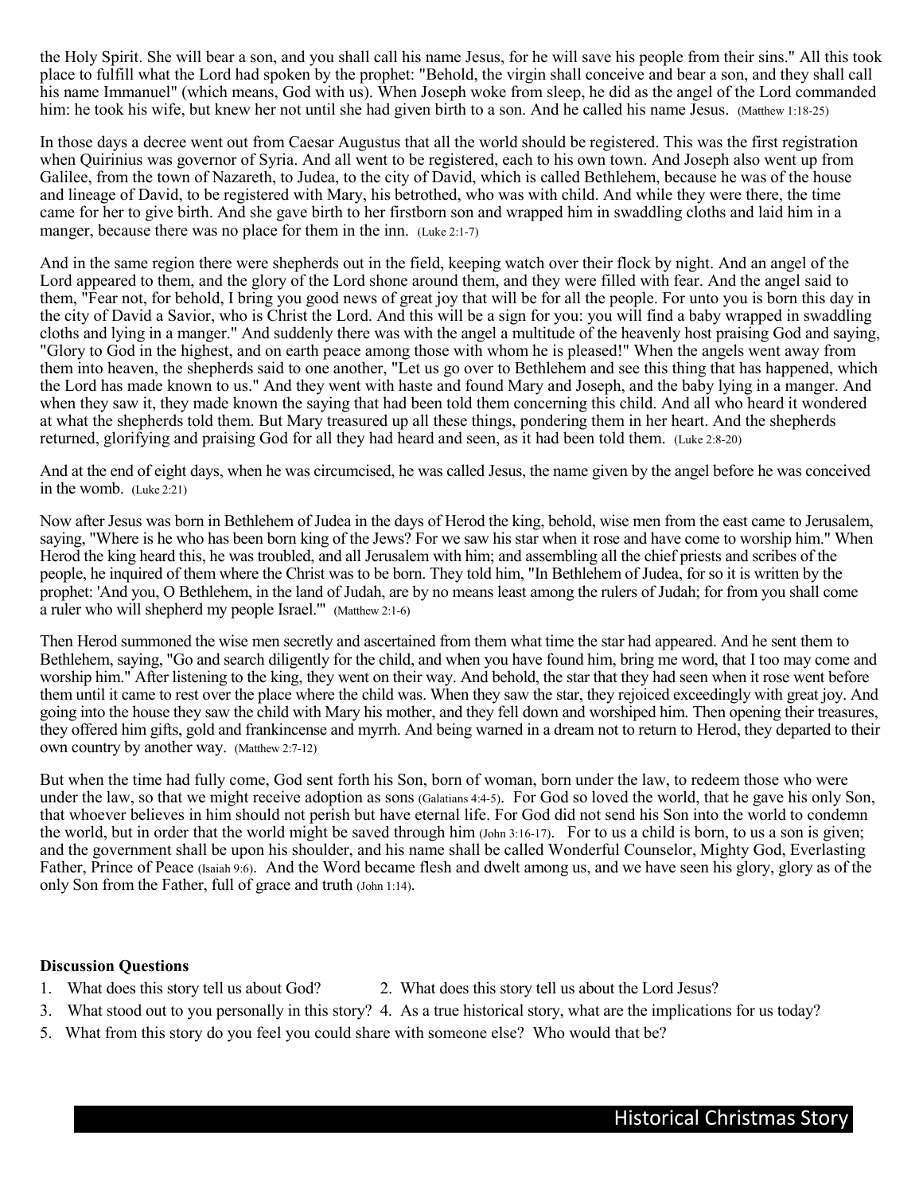the Holy Spirit. She will bear a son, and you shall call his name Jesus, for he will save his people from their sins." All this took place to fulfill what the Lord had spoken by the prophet: "Behold, the virgin shall conceive and bear a son, and they shall call his name Immanuel" (which means, God with us). When Joseph woke from sleep, he did as the angel of the Lord commanded him: he took his wife, but knew her not until she had given birth to a son. And he called his name Jesus. (Matthew 1:18-25)

In those days a decree went out from Caesar Augustus that all the world should be registered. This was the first registration when Quirinius was governor of Syria. And all went to be registered, each to his own town. And Joseph also went up from Galilee, from the town of Nazareth, to Judea, to the city of David, which is called Bethlehem, because he was of the house and lineage of David, to be registered with Mary, his betrothed, who was with child. And while they were there, the time came for her to give birth. And she gave birth to her firstborn son and wrapped him in swaddling cloths and laid him in a manger, because there was no place for them in the inn. (Luke 2:1-7)

And in the same region there were shepherds out in the field, keeping watch over their flock by night. And an angel of the Lord appeared to them, and the glory of the Lord shone around them, and they were filled with fear. And the angel said to them, "Fear not, for behold, I bring you good news of great joy that will be for all the people. For unto you is born this day in the city of David a Savior, who is Christ the Lord. And this will be a sign for you: you will find a baby wrapped in swaddling cloths and lying in a manger." And suddenly there was with the angel a multitude of the heavenly host praising God and saying, "Glory to God in the highest, and on earth peace among those with whom he is pleased!" When the angels went away from them into heaven, the shepherds said to one another, "Let us go over to Bethlehem and see this thing that has happened, which the Lord has made known to us." And they went with haste and found Mary and Joseph, and the baby lying in a manger. And when they saw it, they made known the saying that had been told them concerning this child. And all who heard it wondered at what the shepherds told them. But Mary treasured up all these things, pondering them in her heart. And the shepherds returned, glorifying and praising God for all they had heard and seen, as it had been told them. (Luke 2:8-20)

And at the end of eight days, when he was circumcised, he was called Jesus, the name given by the angel before he was conceived in the womb. (Luke 2:21)

Now after Jesus was born in Bethlehem of Judea in the days of Herod the king, behold, wise men from the east came to Jerusalem, saying, "Where is he who has been born king of the Jews? For we saw his star when it rose and have come to worship him." When Herod the king heard this, he was troubled, and all Jerusalem with him; and assembling all the chief priests and scribes of the people, he inquired of them where the Christ was to be born. They told him, "In Bethlehem of Judea, for so it is written by the prophet: 'And you, O Bethlehem, in the land of Judah, are by no means least among the rulers of Judah; for from you shall come a ruler who will shepherd my people Israel.'" (Matthew 2:1-6)

Then Herod summoned the wise men secretly and ascertained from them what time the star had appeared. And he sent them to Bethlehem, saying, "Go and search diligently for the child, and when you have found him, bring me word, that I too may come and worship him." After listening to the king, they went on their way. And behold, the star that they had seen when it rose went before them until it came to rest over the place where the child was. When they saw the star, they rejoiced exceedingly with great joy. And going into the house they saw the child with Mary his mother, and they fell down and worshiped him. Then opening their treasures, they offered him gifts, gold and frankincense and myrrh. And being warned in a dream not to return to Herod, they departed to their own country by another way. (Matthew 2:7-12)

But when the time had fully come, God sent forth his Son, born of woman, born under the law, to redeem those who were under the law, so that we might receive adoption as sons (Galatians 4:4-5). For God so loved the world, that he gave his only Son, that whoever believes in him should not perish but have eternal life. For God did not send his Son into the world to condemn the world, but in order that the world might be saved through him (John 3:16-17). For to us a child is born, to us a son is given; and the government shall be upon his shoulder, and his name shall be called Wonderful Counselor, Mighty God, Everlasting Father, Prince of Peace (Isaiah 9:6). And the Word became flesh and dwelt among us, and we have seen his glory, glory as of the only Son from the Father, full of grace and truth (John 1:14).

**Discussion Questions**

1. What does this story tell us about God?
2. What does this story tell us about the Lord Jesus?
3. What stood out to you personally in this story?
4. As a true historical story, what are the implications for us today?
5. What from this story do you feel you could share with someone else? Who would that be?